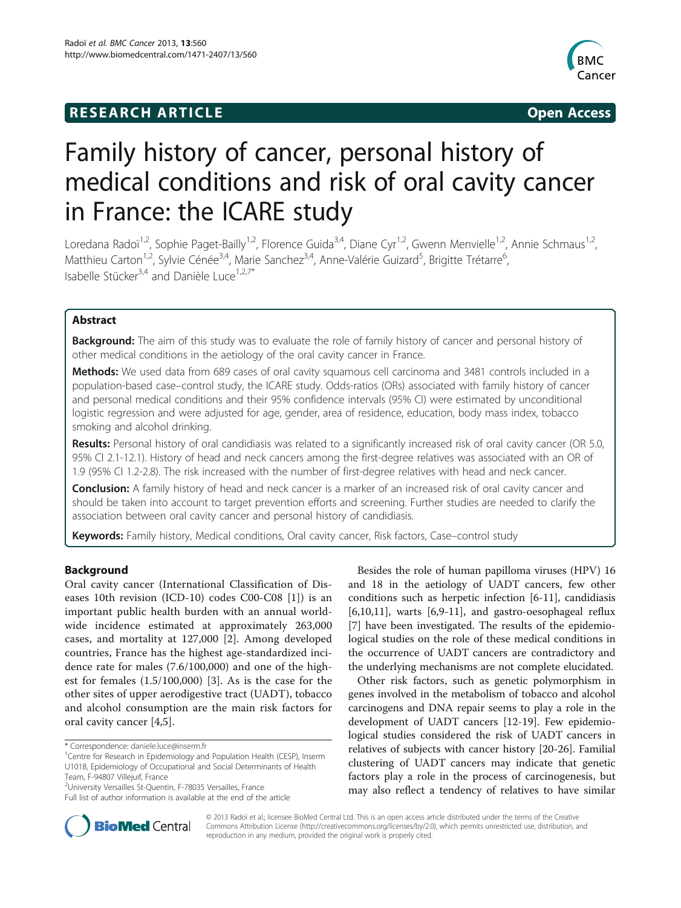**RESEARCH ARTICLE** **Open Access**

# Family history of cancer, personal history of medical conditions and risk of oral cavity cancer in France: the ICARE study

Loredana Radoï[1,2], Sophie Paget-Bailly[1,2], Florence Guida[3,4], Diane Cyr[1,2], Gwenn Menvielle[1,2], Annie Schmaus[1,2], Matthieu Carton[1,2], Sylvie Cénée[3,4], Marie Sanchez[3,4], Anne-Valérie Guizard[5], Brigitte Trétarre[6], Isabelle Stücker[3,4] and Danièle Luce[1,2,7*]

## Abstract

**Background:** The aim of this study was to evaluate the role of family history of cancer and personal history of other medical conditions in the aetiology of the oral cavity cancer in France.

**Methods:** We used data from 689 cases of oral cavity squamous cell carcinoma and 3481 controls included in a population-based case–control study, the ICARE study. Odds-ratios (ORs) associated with family history of cancer and personal medical conditions and their 95% confidence intervals (95% CI) were estimated by unconditional logistic regression and were adjusted for age, gender, area of residence, education, body mass index, tobacco smoking and alcohol drinking.

**Results:** Personal history of oral candidiasis was related to a significantly increased risk of oral cavity cancer (OR 5.0, 95% CI 2.1-12.1). History of head and neck cancers among the first-degree relatives was associated with an OR of 1.9 (95% CI 1.2-2.8). The risk increased with the number of first-degree relatives with head and neck cancer.

**Conclusion:** A family history of head and neck cancer is a marker of an increased risk of oral cavity cancer and should be taken into account to target prevention efforts and screening. Further studies are needed to clarify the association between oral cavity cancer and personal history of candidiasis.

**Keywords:** Family history, Medical conditions, Oral cavity cancer, Risk factors, Case–control study

## Background

Oral cavity cancer (International Classification of Diseases 10th revision (ICD-10) codes C00-C08 [1]) is an important public health burden with an annual worldwide incidence estimated at approximately 263,000 cases, and mortality at 127,000 [2]. Among developed countries, France has the highest age-standardized incidence rate for males (7.6/100,000) and one of the highest for females (1.5/100,000) [3]. As is the case for the other sites of upper aerodigestive tract (UADT), tobacco and alcohol consumption are the main risk factors for oral cavity cancer [4,5].

Besides the role of human papilloma viruses (HPV) 16 and 18 in the aetiology of UADT cancers, few other conditions such as herpetic infection [6-11], candidiasis [6,10,11], warts [6,9-11], and gastro-oesophageal reflux [7] have been investigated. The results of the epidemiological studies on the role of these medical conditions in the occurrence of UADT cancers are contradictory and the underlying mechanisms are not complete elucidated.

Other risk factors, such as genetic polymorphism in genes involved in the metabolism of tobacco and alcohol carcinogens and DNA repair seems to play a role in the development of UADT cancers [12-19]. Few epidemiological studies considered the risk of UADT cancers in relatives of subjects with cancer history [20-26]. Familial clustering of UADT cancers may indicate that genetic factors play a role in the process of carcinogenesis, but may also reflect a tendency of relatives to have similar

\* Correspondence: daniele.luce@inserm.fr
[1]Centre for Research in Epidemiology and Population Health (CESP), Inserm U1018, Epidemiology of Occupational and Social Determinants of Health Team, F-94807 Villejuif, France
[2]University Versailles St-Quentin, F-78035 Versailles, France
Full list of author information is available at the end of the article

© 2013 Radoï et al.; licensee BioMed Central Ltd. This is an open access article distributed under the terms of the Creative Commons Attribution License (http://creativecommons.org/licenses/by/2.0), which permits unrestricted use, distribution, and reproduction in any medium, provided the original work is properly cited.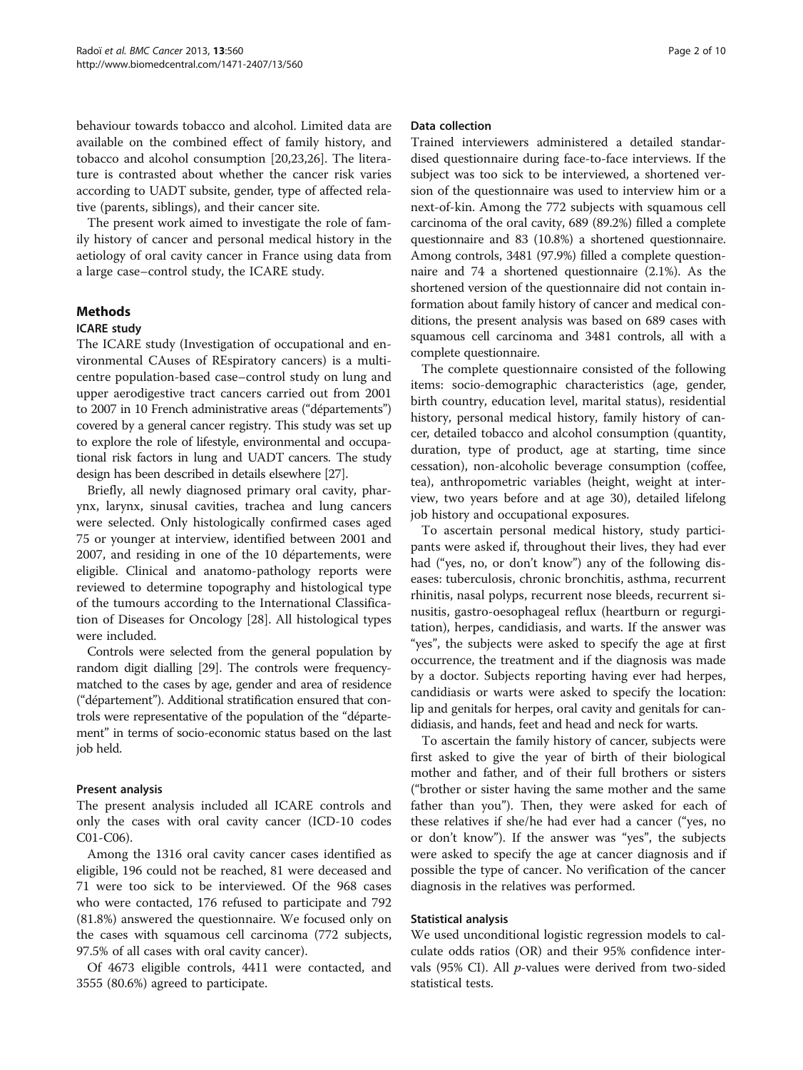behaviour towards tobacco and alcohol. Limited data are available on the combined effect of family history, and tobacco and alcohol consumption [20,23,26]. The literature is contrasted about whether the cancer risk varies according to UADT subsite, gender, type of affected relative (parents, siblings), and their cancer site.

The present work aimed to investigate the role of family history of cancer and personal medical history in the aetiology of oral cavity cancer in France using data from a large case–control study, the ICARE study.

## Methods

### ICARE study

The ICARE study (Investigation of occupational and environmental CAuses of REspiratory cancers) is a multicentre population-based case–control study on lung and upper aerodigestive tract cancers carried out from 2001 to 2007 in 10 French administrative areas ("départements") covered by a general cancer registry. This study was set up to explore the role of lifestyle, environmental and occupational risk factors in lung and UADT cancers. The study design has been described in details elsewhere [27].

Briefly, all newly diagnosed primary oral cavity, pharynx, larynx, sinusal cavities, trachea and lung cancers were selected. Only histologically confirmed cases aged 75 or younger at interview, identified between 2001 and 2007, and residing in one of the 10 départements, were eligible. Clinical and anatomo-pathology reports were reviewed to determine topography and histological type of the tumours according to the International Classification of Diseases for Oncology [28]. All histological types were included.

Controls were selected from the general population by random digit dialling [29]. The controls were frequency-matched to the cases by age, gender and area of residence ("département"). Additional stratification ensured that controls were representative of the population of the "département" in terms of socio-economic status based on the last job held.

#### Present analysis

The present analysis included all ICARE controls and only the cases with oral cavity cancer (ICD-10 codes C01-C06).

Among the 1316 oral cavity cancer cases identified as eligible, 196 could not be reached, 81 were deceased and 71 were too sick to be interviewed. Of the 968 cases who were contacted, 176 refused to participate and 792 (81.8%) answered the questionnaire. We focused only on the cases with squamous cell carcinoma (772 subjects, 97.5% of all cases with oral cavity cancer).

Of 4673 eligible controls, 4411 were contacted, and 3555 (80.6%) agreed to participate.

### Data collection

Trained interviewers administered a detailed standardised questionnaire during face-to-face interviews. If the subject was too sick to be interviewed, a shortened version of the questionnaire was used to interview him or a next-of-kin. Among the 772 subjects with squamous cell carcinoma of the oral cavity, 689 (89.2%) filled a complete questionnaire and 83 (10.8%) a shortened questionnaire. Among controls, 3481 (97.9%) filled a complete questionnaire and 74 a shortened questionnaire (2.1%). As the shortened version of the questionnaire did not contain information about family history of cancer and medical conditions, the present analysis was based on 689 cases with squamous cell carcinoma and 3481 controls, all with a complete questionnaire.

The complete questionnaire consisted of the following items: socio-demographic characteristics (age, gender, birth country, education level, marital status), residential history, personal medical history, family history of cancer, detailed tobacco and alcohol consumption (quantity, duration, type of product, age at starting, time since cessation), non-alcoholic beverage consumption (coffee, tea), anthropometric variables (height, weight at interview, two years before and at age 30), detailed lifelong job history and occupational exposures.

To ascertain personal medical history, study participants were asked if, throughout their lives, they had ever had ("yes, no, or don't know") any of the following diseases: tuberculosis, chronic bronchitis, asthma, recurrent rhinitis, nasal polyps, recurrent nose bleeds, recurrent sinusitis, gastro-oesophageal reflux (heartburn or regurgitation), herpes, candidiasis, and warts. If the answer was "yes", the subjects were asked to specify the age at first occurrence, the treatment and if the diagnosis was made by a doctor. Subjects reporting having ever had herpes, candidiasis or warts were asked to specify the location: lip and genitals for herpes, oral cavity and genitals for candidiasis, and hands, feet and head and neck for warts.

To ascertain the family history of cancer, subjects were first asked to give the year of birth of their biological mother and father, and of their full brothers or sisters ("brother or sister having the same mother and the same father than you"). Then, they were asked for each of these relatives if she/he had ever had a cancer ("yes, no or don't know"). If the answer was "yes", the subjects were asked to specify the age at cancer diagnosis and if possible the type of cancer. No verification of the cancer diagnosis in the relatives was performed.

### Statistical analysis

We used unconditional logistic regression models to calculate odds ratios (OR) and their 95% confidence intervals (95% CI). All *p*-values were derived from two-sided statistical tests.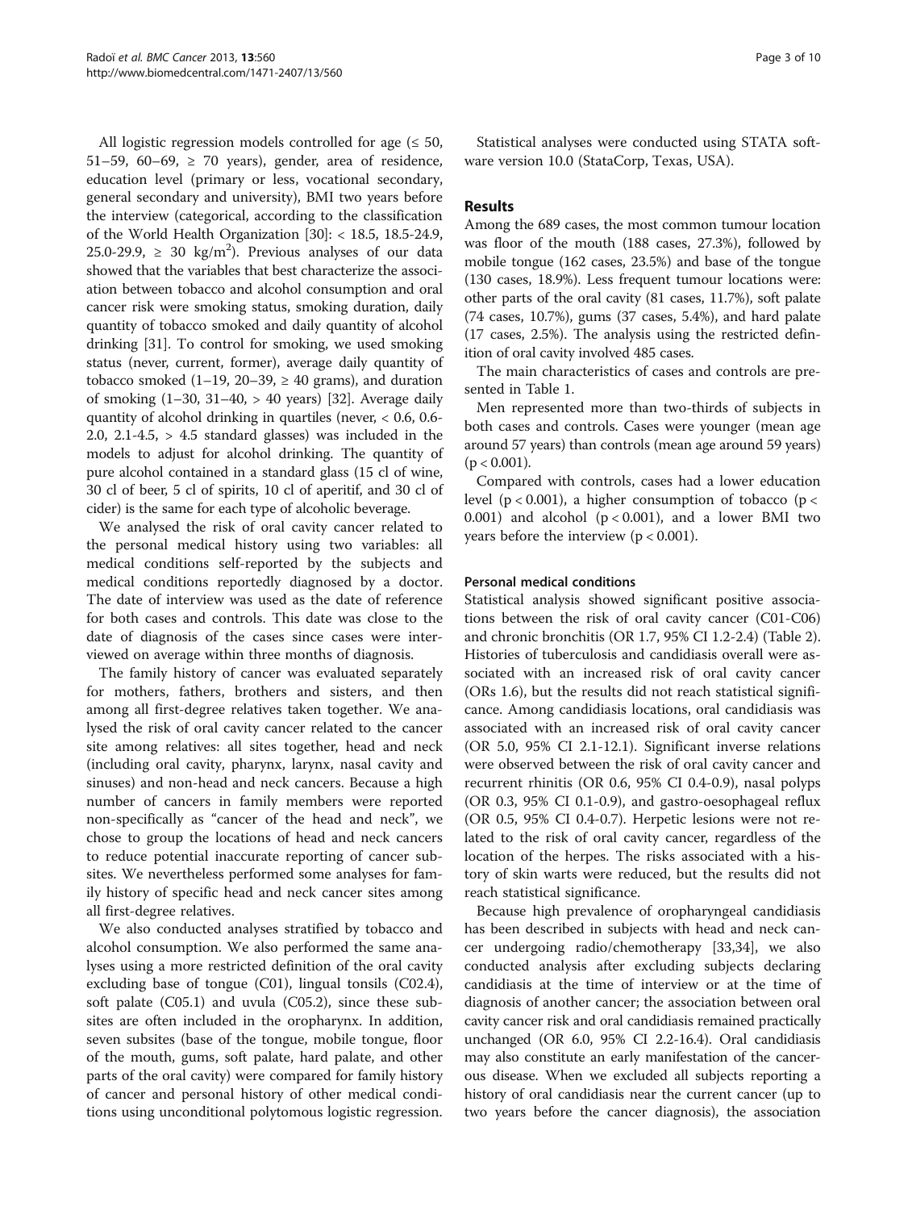All logistic regression models controlled for age (≤ 50, 51–59, 60–69, ≥ 70 years), gender, area of residence, education level (primary or less, vocational secondary, general secondary and university), BMI two years before the interview (categorical, according to the classification of the World Health Organization [30]: < 18.5, 18.5-24.9, 25.0-29.9, ≥ 30 kg/m$^2$). Previous analyses of our data showed that the variables that best characterize the association between tobacco and alcohol consumption and oral cancer risk were smoking status, smoking duration, daily quantity of tobacco smoked and daily quantity of alcohol drinking [31]. To control for smoking, we used smoking status (never, current, former), average daily quantity of tobacco smoked (1–19, 20–39, ≥ 40 grams), and duration of smoking (1–30, 31–40, > 40 years) [32]. Average daily quantity of alcohol drinking in quartiles (never, < 0.6, 0.6-2.0, 2.1-4.5, > 4.5 standard glasses) was included in the models to adjust for alcohol drinking. The quantity of pure alcohol contained in a standard glass (15 cl of wine, 30 cl of beer, 5 cl of spirits, 10 cl of aperitif, and 30 cl of cider) is the same for each type of alcoholic beverage.

We analysed the risk of oral cavity cancer related to the personal medical history using two variables: all medical conditions self-reported by the subjects and medical conditions reportedly diagnosed by a doctor. The date of interview was used as the date of reference for both cases and controls. This date was close to the date of diagnosis of the cases since cases were interviewed on average within three months of diagnosis.

The family history of cancer was evaluated separately for mothers, fathers, brothers and sisters, and then among all first-degree relatives taken together. We analysed the risk of oral cavity cancer related to the cancer site among relatives: all sites together, head and neck (including oral cavity, pharynx, larynx, nasal cavity and sinuses) and non-head and neck cancers. Because a high number of cancers in family members were reported non-specifically as "cancer of the head and neck", we chose to group the locations of head and neck cancers to reduce potential inaccurate reporting of cancer subsites. We nevertheless performed some analyses for family history of specific head and neck cancer sites among all first-degree relatives.

We also conducted analyses stratified by tobacco and alcohol consumption. We also performed the same analyses using a more restricted definition of the oral cavity excluding base of tongue (C01), lingual tonsils (C02.4), soft palate (C05.1) and uvula (C05.2), since these subsites are often included in the oropharynx. In addition, seven subsites (base of the tongue, mobile tongue, floor of the mouth, gums, soft palate, hard palate, and other parts of the oral cavity) were compared for family history of cancer and personal history of other medical conditions using unconditional polytomous logistic regression.

Statistical analyses were conducted using STATA software version 10.0 (StataCorp, Texas, USA).

## Results

Among the 689 cases, the most common tumour location was floor of the mouth (188 cases, 27.3%), followed by mobile tongue (162 cases, 23.5%) and base of the tongue (130 cases, 18.9%). Less frequent tumour locations were: other parts of the oral cavity (81 cases, 11.7%), soft palate (74 cases, 10.7%), gums (37 cases, 5.4%), and hard palate (17 cases, 2.5%). The analysis using the restricted definition of oral cavity involved 485 cases.

The main characteristics of cases and controls are presented in Table 1.

Men represented more than two-thirds of subjects in both cases and controls. Cases were younger (mean age around 57 years) than controls (mean age around 59 years) ($p < 0.001$).

Compared with controls, cases had a lower education level ($p < 0.001$), a higher consumption of tobacco ($p < 0.001$) and alcohol ($p < 0.001$), and a lower BMI two years before the interview ($p < 0.001$).

### Personal medical conditions

Statistical analysis showed significant positive associations between the risk of oral cavity cancer (C01-C06) and chronic bronchitis (OR 1.7, 95% CI 1.2-2.4) (Table 2). Histories of tuberculosis and candidiasis overall were associated with an increased risk of oral cavity cancer (ORs 1.6), but the results did not reach statistical significance. Among candidiasis locations, oral candidiasis was associated with an increased risk of oral cavity cancer (OR 5.0, 95% CI 2.1-12.1). Significant inverse relations were observed between the risk of oral cavity cancer and recurrent rhinitis (OR 0.6, 95% CI 0.4-0.9), nasal polyps (OR 0.3, 95% CI 0.1-0.9), and gastro-oesophageal reflux (OR 0.5, 95% CI 0.4-0.7). Herpetic lesions were not related to the risk of oral cavity cancer, regardless of the location of the herpes. The risks associated with a history of skin warts were reduced, but the results did not reach statistical significance.

Because high prevalence of oropharyngeal candidiasis has been described in subjects with head and neck cancer undergoing radio/chemotherapy [33,34], we also conducted analysis after excluding subjects declaring candidiasis at the time of interview or at the time of diagnosis of another cancer; the association between oral cavity cancer risk and oral candidiasis remained practically unchanged (OR 6.0, 95% CI 2.2-16.4). Oral candidiasis may also constitute an early manifestation of the cancerous disease. When we excluded all subjects reporting a history of oral candidiasis near the current cancer (up to two years before the cancer diagnosis), the association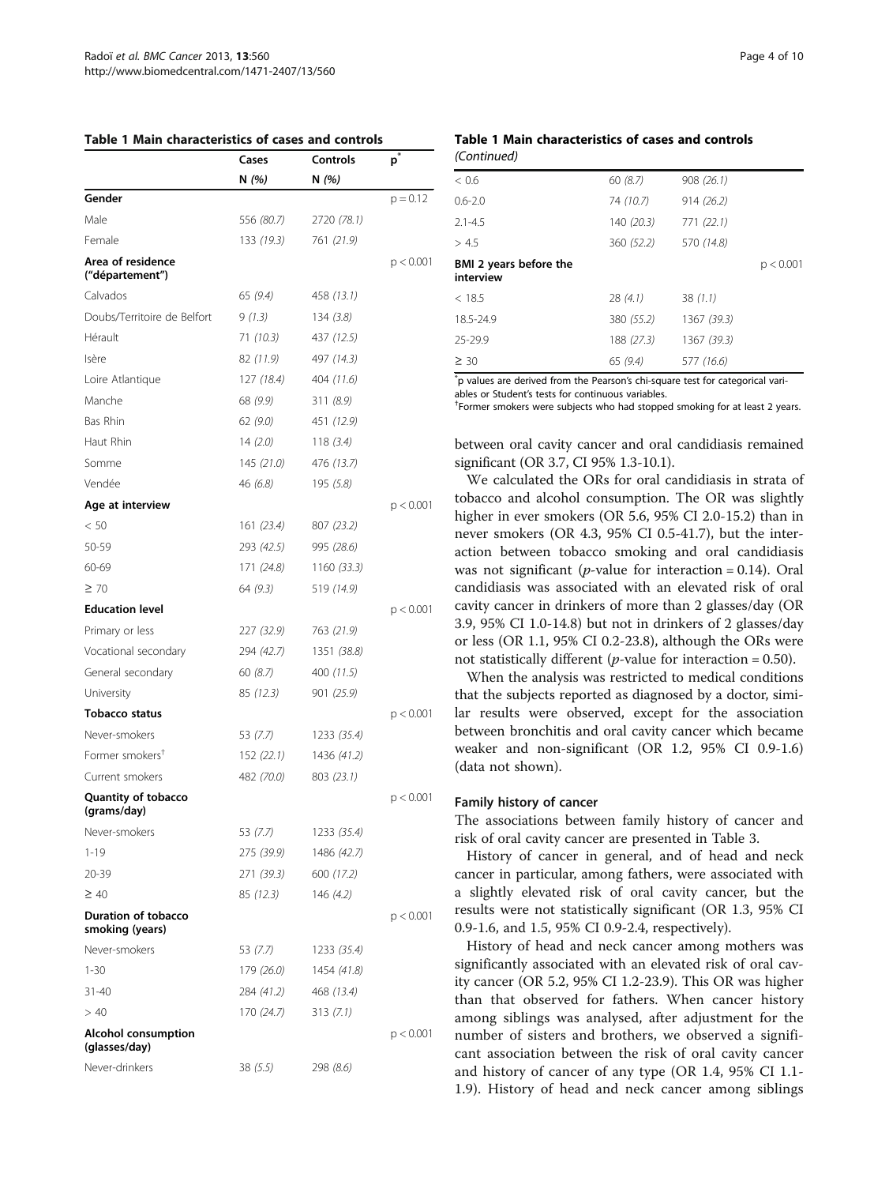**Table 1 Main characteristics of cases and controls**

| | Cases | Controls | p* |
|---|---|---|---|
| | N *(%)* | N *(%)* | |
| **Gender** | | | p = 0.12 |
| Male | 556 *(80.7)* | 2720 *(78.1)* | |
| Female | 133 *(19.3)* | 761 *(21.9)* | |
| **Area of residence ("département")** | | | p < 0.001 |
| Calvados | 65 *(9.4)* | 458 *(13.1)* | |
| Doubs/Territoire de Belfort | 9 *(1.3)* | 134 *(3.8)* | |
| Hérault | 71 *(10.3)* | 437 *(12.5)* | |
| Isère | 82 *(11.9)* | 497 *(14.3)* | |
| Loire Atlantique | 127 *(18.4)* | 404 *(11.6)* | |
| Manche | 68 *(9.9)* | 311 *(8.9)* | |
| Bas Rhin | 62 *(9.0)* | 451 *(12.9)* | |
| Haut Rhin | 14 *(2.0)* | 118 *(3.4)* | |
| Somme | 145 *(21.0)* | 476 *(13.7)* | |
| Vendée | 46 *(6.8)* | 195 *(5.8)* | |
| **Age at interview** | | | p < 0.001 |
| < 50 | 161 *(23.4)* | 807 *(23.2)* | |
| 50-59 | 293 *(42.5)* | 995 *(28.6)* | |
| 60-69 | 171 *(24.8)* | 1160 *(33.3)* | |
| ≥ 70 | 64 *(9.3)* | 519 *(14.9)* | |
| **Education level** | | | p < 0.001 |
| Primary or less | 227 *(32.9)* | 763 *(21.9)* | |
| Vocational secondary | 294 *(42.7)* | 1351 *(38.8)* | |
| General secondary | 60 *(8.7)* | 400 *(11.5)* | |
| University | 85 *(12.3)* | 901 *(25.9)* | |
| **Tobacco status** | | | p < 0.001 |
| Never-smokers | 53 *(7.7)* | 1233 *(35.4)* | |
| Former smokers† | 152 *(22.1)* | 1436 *(41.2)* | |
| Current smokers | 482 *(70.0)* | 803 *(23.1)* | |
| **Quantity of tobacco (grams/day)** | | | p < 0.001 |
| Never-smokers | 53 *(7.7)* | 1233 *(35.4)* | |
| 1-19 | 275 *(39.9)* | 1486 *(42.7)* | |
| 20-39 | 271 *(39.3)* | 600 *(17.2)* | |
| ≥ 40 | 85 *(12.3)* | 146 *(4.2)* | |
| **Duration of tobacco smoking (years)** | | | p < 0.001 |
| Never-smokers | 53 *(7.7)* | 1233 *(35.4)* | |
| 1-30 | 179 *(26.0)* | 1454 *(41.8)* | |
| 31-40 | 284 *(41.2)* | 468 *(13.4)* | |
| > 40 | 170 *(24.7)* | 313 *(7.1)* | |
| **Alcohol consumption (glasses/day)** | | | p < 0.001 |
| Never-drinkers | 38 *(5.5)* | 298 *(8.6)* | |
| < 0.6 | 60 *(8.7)* | 908 *(26.1)* | |
| 0.6-2.0 | 74 *(10.7)* | 914 *(26.2)* | |
| 2.1-4.5 | 140 *(20.3)* | 771 *(22.1)* | |
| > 4.5 | 360 *(52.2)* | 570 *(14.8)* | |
| **BMI 2 years before the interview** | | | p < 0.001 |
| < 18.5 | 28 *(4.1)* | 38 *(1.1)* | |
| 18.5-24.9 | 380 *(55.2)* | 1367 *(39.3)* | |
| 25-29.9 | 188 *(27.3)* | 1367 *(39.3)* | |
| ≥ 30 | 65 *(9.4)* | 577 *(16.6)* | |

*p values are derived from the Pearson's chi-square test for categorical variables or Student's tests for continuous variables.
†Former smokers were subjects who had stopped smoking for at least 2 years.

between oral cavity cancer and oral candidiasis remained significant (OR 3.7, CI 95% 1.3-10.1).

We calculated the ORs for oral candidiasis in strata of tobacco and alcohol consumption. The OR was slightly higher in ever smokers (OR 5.6, 95% CI 2.0-15.2) than in never smokers (OR 4.3, 95% CI 0.5-41.7), but the interaction between tobacco smoking and oral candidiasis was not significant (*p*-value for interaction = 0.14). Oral candidiasis was associated with an elevated risk of oral cavity cancer in drinkers of more than 2 glasses/day (OR 3.9, 95% CI 1.0-14.8) but not in drinkers of 2 glasses/day or less (OR 1.1, 95% CI 0.2-23.8), although the ORs were not statistically different (*p*-value for interaction = 0.50).

When the analysis was restricted to medical conditions that the subjects reported as diagnosed by a doctor, similar results were observed, except for the association between bronchitis and oral cavity cancer which became weaker and non-significant (OR 1.2, 95% CI 0.9-1.6) (data not shown).

### Family history of cancer

The associations between family history of cancer and risk of oral cavity cancer are presented in Table 3.

History of cancer in general, and of head and neck cancer in particular, among fathers, were associated with a slightly elevated risk of oral cavity cancer, but the results were not statistically significant (OR 1.3, 95% CI 0.9-1.6, and 1.5, 95% CI 0.9-2.4, respectively).

History of head and neck cancer among mothers was significantly associated with an elevated risk of oral cavity cancer (OR 5.2, 95% CI 1.2-23.9). This OR was higher than that observed for fathers. When cancer history among siblings was analysed, after adjustment for the number of sisters and brothers, we observed a significant association between the risk of oral cavity cancer and history of cancer of any type (OR 1.4, 95% CI 1.1-1.9). History of head and neck cancer among siblings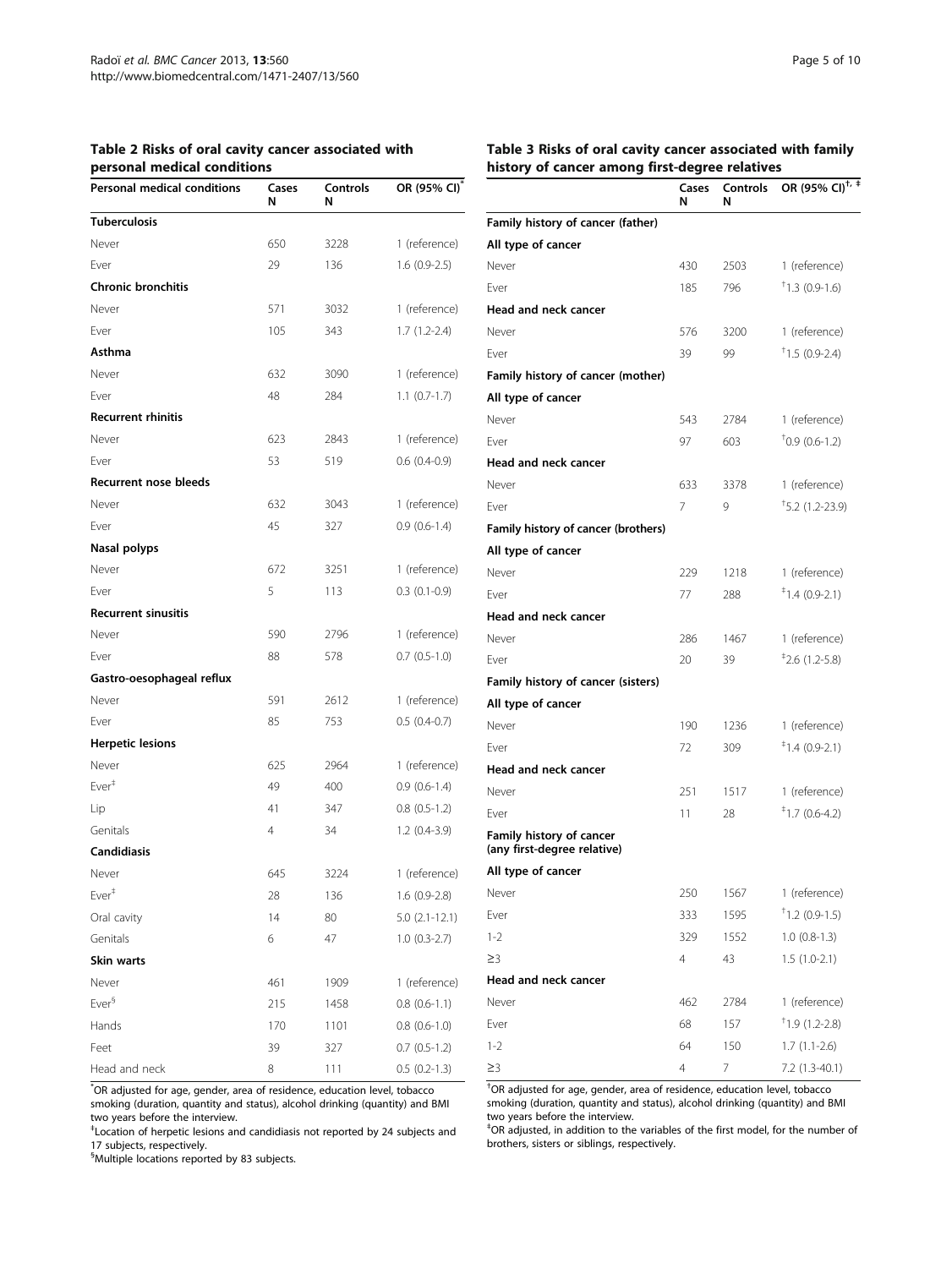**Table 2 Risks of oral cavity cancer associated with personal medical conditions**

| Personal medical conditions | Cases N | Controls N | OR (95% CI)* |
|---|---|---|---|
| **Tuberculosis** | | | |
| Never | 650 | 3228 | 1 (reference) |
| Ever | 29 | 136 | 1.6 (0.9-2.5) |
| **Chronic bronchitis** | | | |
| Never | 571 | 3032 | 1 (reference) |
| Ever | 105 | 343 | 1.7 (1.2-2.4) |
| **Asthma** | | | |
| Never | 632 | 3090 | 1 (reference) |
| Ever | 48 | 284 | 1.1 (0.7-1.7) |
| **Recurrent rhinitis** | | | |
| Never | 623 | 2843 | 1 (reference) |
| Ever | 53 | 519 | 0.6 (0.4-0.9) |
| **Recurrent nose bleeds** | | | |
| Never | 632 | 3043 | 1 (reference) |
| Ever | 45 | 327 | 0.9 (0.6-1.4) |
| **Nasal polyps** | | | |
| Never | 672 | 3251 | 1 (reference) |
| Ever | 5 | 113 | 0.3 (0.1-0.9) |
| **Recurrent sinusitis** | | | |
| Never | 590 | 2796 | 1 (reference) |
| Ever | 88 | 578 | 0.7 (0.5-1.0) |
| **Gastro-oesophageal reflux** | | | |
| Never | 591 | 2612 | 1 (reference) |
| Ever | 85 | 753 | 0.5 (0.4-0.7) |
| **Herpetic lesions** | | | |
| Never | 625 | 2964 | 1 (reference) |
| Ever‡ | 49 | 400 | 0.9 (0.6-1.4) |
| Lip | 41 | 347 | 0.8 (0.5-1.2) |
| Genitals | 4 | 34 | 1.2 (0.4-3.9) |
| **Candidiasis** | | | |
| Never | 645 | 3224 | 1 (reference) |
| Ever‡ | 28 | 136 | 1.6 (0.9-2.8) |
| Oral cavity | 14 | 80 | 5.0 (2.1-12.1) |
| Genitals | 6 | 47 | 1.0 (0.3-2.7) |
| **Skin warts** | | | |
| Never | 461 | 1909 | 1 (reference) |
| Ever§ | 215 | 1458 | 0.8 (0.6-1.1) |
| Hands | 170 | 1101 | 0.8 (0.6-1.0) |
| Feet | 39 | 327 | 0.7 (0.5-1.2) |
| Head and neck | 8 | 111 | 0.5 (0.2-1.3) |

*OR adjusted for age, gender, area of residence, education level, tobacco smoking (duration, quantity and status), alcohol drinking (quantity) and BMI two years before the interview.
‡Location of herpetic lesions and candidiasis not reported by 24 subjects and 17 subjects, respectively.
§Multiple locations reported by 83 subjects.

**Table 3 Risks of oral cavity cancer associated with family history of cancer among first-degree relatives**

| | Cases N | Controls N | OR (95% CI)†, ‡ |
|---|---|---|---|
| **Family history of cancer (father)** | | | |
| **All type of cancer** | | | |
| Never | 430 | 2503 | 1 (reference) |
| Ever | 185 | 796 | †1.3 (0.9-1.6) |
| **Head and neck cancer** | | | |
| Never | 576 | 3200 | 1 (reference) |
| Ever | 39 | 99 | †1.5 (0.9-2.4) |
| **Family history of cancer (mother)** | | | |
| **All type of cancer** | | | |
| Never | 543 | 2784 | 1 (reference) |
| Ever | 97 | 603 | †0.9 (0.6-1.2) |
| **Head and neck cancer** | | | |
| Never | 633 | 3378 | 1 (reference) |
| Ever | 7 | 9 | †5.2 (1.2-23.9) |
| **Family history of cancer (brothers)** | | | |
| **All type of cancer** | | | |
| Never | 229 | 1218 | 1 (reference) |
| Ever | 77 | 288 | ‡1.4 (0.9-2.1) |
| **Head and neck cancer** | | | |
| Never | 286 | 1467 | 1 (reference) |
| Ever | 20 | 39 | ‡2.6 (1.2-5.8) |
| **Family history of cancer (sisters)** | | | |
| **All type of cancer** | | | |
| Never | 190 | 1236 | 1 (reference) |
| Ever | 72 | 309 | ‡1.4 (0.9-2.1) |
| **Head and neck cancer** | | | |
| Never | 251 | 1517 | 1 (reference) |
| Ever | 11 | 28 | ‡1.7 (0.6-4.2) |
| **Family history of cancer (any first-degree relative)** | | | |
| **All type of cancer** | | | |
| Never | 250 | 1567 | 1 (reference) |
| Ever | 333 | 1595 | †1.2 (0.9-1.5) |
| 1-2 | 329 | 1552 | 1.0 (0.8-1.3) |
| ≥3 | 4 | 43 | 1.5 (1.0-2.1) |
| **Head and neck cancer** | | | |
| Never | 462 | 2784 | 1 (reference) |
| Ever | 68 | 157 | †1.9 (1.2-2.8) |
| 1-2 | 64 | 150 | 1.7 (1.1-2.6) |
| ≥3 | 4 | 7 | 7.2 (1.3-40.1) |

†OR adjusted for age, gender, area of residence, education level, tobacco smoking (duration, quantity and status), alcohol drinking (quantity) and BMI two years before the interview.
‡OR adjusted, in addition to the variables of the first model, for the number of brothers, sisters or siblings, respectively.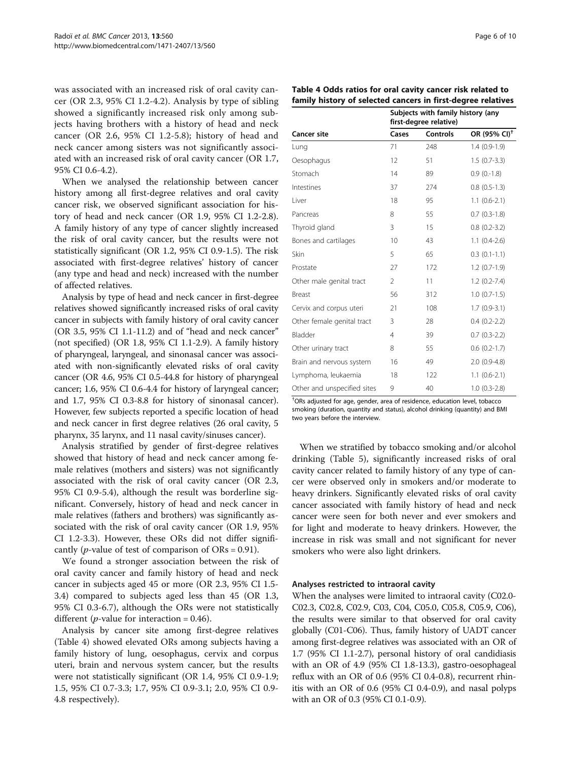was associated with an increased risk of oral cavity cancer (OR 2.3, 95% CI 1.2-4.2). Analysis by type of sibling showed a significantly increased risk only among subjects having brothers with a history of head and neck cancer (OR 2.6, 95% CI 1.2-5.8); history of head and neck cancer among sisters was not significantly associated with an increased risk of oral cavity cancer (OR 1.7, 95% CI 0.6-4.2).

When we analysed the relationship between cancer history among all first-degree relatives and oral cavity cancer risk, we observed significant association for history of head and neck cancer (OR 1.9, 95% CI 1.2-2.8). A family history of any type of cancer slightly increased the risk of oral cavity cancer, but the results were not statistically significant (OR 1.2, 95% CI 0.9-1.5). The risk associated with first-degree relatives' history of cancer (any type and head and neck) increased with the number of affected relatives.

Analysis by type of head and neck cancer in first-degree relatives showed significantly increased risks of oral cavity cancer in subjects with family history of oral cavity cancer (OR 3.5, 95% CI 1.1-11.2) and of "head and neck cancer" (not specified) (OR 1.8, 95% CI 1.1-2.9). A family history of pharyngeal, laryngeal, and sinonasal cancer was associated with non-significantly elevated risks of oral cavity cancer (OR 4.6, 95% CI 0.5-44.8 for history of pharyngeal cancer; 1.6, 95% CI 0.6-4.4 for history of laryngeal cancer; and 1.7, 95% CI 0.3-8.8 for history of sinonasal cancer). However, few subjects reported a specific location of head and neck cancer in first degree relatives (26 oral cavity, 5 pharynx, 35 larynx, and 11 nasal cavity/sinuses cancer).

Analysis stratified by gender of first-degree relatives showed that history of head and neck cancer among female relatives (mothers and sisters) was not significantly associated with the risk of oral cavity cancer (OR 2.3, 95% CI 0.9-5.4), although the result was borderline significant. Conversely, history of head and neck cancer in male relatives (fathers and brothers) was significantly associated with the risk of oral cavity cancer (OR 1.9, 95% CI 1.2-3.3). However, these ORs did not differ significantly (*p*-value of test of comparison of ORs = 0.91).

We found a stronger association between the risk of oral cavity cancer and family history of head and neck cancer in subjects aged 45 or more (OR 2.3, 95% CI 1.5-3.4) compared to subjects aged less than 45 (OR 1.3, 95% CI 0.3-6.7), although the ORs were not statistically different (*p*-value for interaction = 0.46).

Analysis by cancer site among first-degree relatives (Table 4) showed elevated ORs among subjects having a family history of lung, oesophagus, cervix and corpus uteri, brain and nervous system cancer, but the results were not statistically significant (OR 1.4, 95% CI 0.9-1.9; 1.5, 95% CI 0.7-3.3; 1.7, 95% CI 0.9-3.1; 2.0, 95% CI 0.9-4.8 respectively).

**Table 4 Odds ratios for oral cavity cancer risk related to family history of selected cancers in first-degree relatives**

| | Subjects with family history (any first-degree relative) | | |
|---|---|---|---|
| **Cancer site** | **Cases** | **Controls** | **OR (95% CI)[†]** |
| Lung | 71 | 248 | 1.4 (0.9-1.9) |
| Oesophagus | 12 | 51 | 1.5 (0.7-3.3) |
| Stomach | 14 | 89 | 0.9 (0.-1.8) |
| Intestines | 37 | 274 | 0.8 (0.5-1.3) |
| Liver | 18 | 95 | 1.1 (0.6-2.1) |
| Pancreas | 8 | 55 | 0.7 (0.3-1.8) |
| Thyroid gland | 3 | 15 | 0.8 (0.2-3.2) |
| Bones and cartilages | 10 | 43 | 1.1 (0.4-2.6) |
| Skin | 5 | 65 | 0.3 (0.1-1.1) |
| Prostate | 27 | 172 | 1.2 (0.7-1.9) |
| Other male genital tract | 2 | 11 | 1.2 (0.2-7.4) |
| Breast | 56 | 312 | 1.0 (0.7-1.5) |
| Cervix and corpus uteri | 21 | 108 | 1.7 (0.9-3.1) |
| Other female genital tract | 3 | 28 | 0.4 (0.2-2.2) |
| Bladder | 4 | 39 | 0.7 (0.3-2.2) |
| Other urinary tract | 8 | 55 | 0.6 (0.2-1.7) |
| Brain and nervous system | 16 | 49 | 2.0 (0.9-4.8) |
| Lymphoma, leukaemia | 18 | 122 | 1.1 (0.6-2.1) |
| Other and unspecified sites | 9 | 40 | 1.0 (0.3-2.8) |

[†]ORs adjusted for age, gender, area of residence, education level, tobacco smoking (duration, quantity and status), alcohol drinking (quantity) and BMI two years before the interview.

When we stratified by tobacco smoking and/or alcohol drinking (Table 5), significantly increased risks of oral cavity cancer related to family history of any type of cancer were observed only in smokers and/or moderate to heavy drinkers. Significantly elevated risks of oral cavity cancer associated with family history of head and neck cancer were seen for both never and ever smokers and for light and moderate to heavy drinkers. However, the increase in risk was small and not significant for never smokers who were also light drinkers.

### Analyses restricted to intraoral cavity

When the analyses were limited to intraoral cavity (C02.0-C02.3, C02.8, C02.9, C03, C04, C05.0, C05.8, C05.9, C06), the results were similar to that observed for oral cavity globally (C01-C06). Thus, family history of UADT cancer among first-degree relatives was associated with an OR of 1.7 (95% CI 1.1-2.7), personal history of oral candidiasis with an OR of 4.9 (95% CI 1.8-13.3), gastro-oesophageal reflux with an OR of 0.6 (95% CI 0.4-0.8), recurrent rhinitis with an OR of 0.6 (95% CI 0.4-0.9), and nasal polyps with an OR of 0.3 (95% CI 0.1-0.9).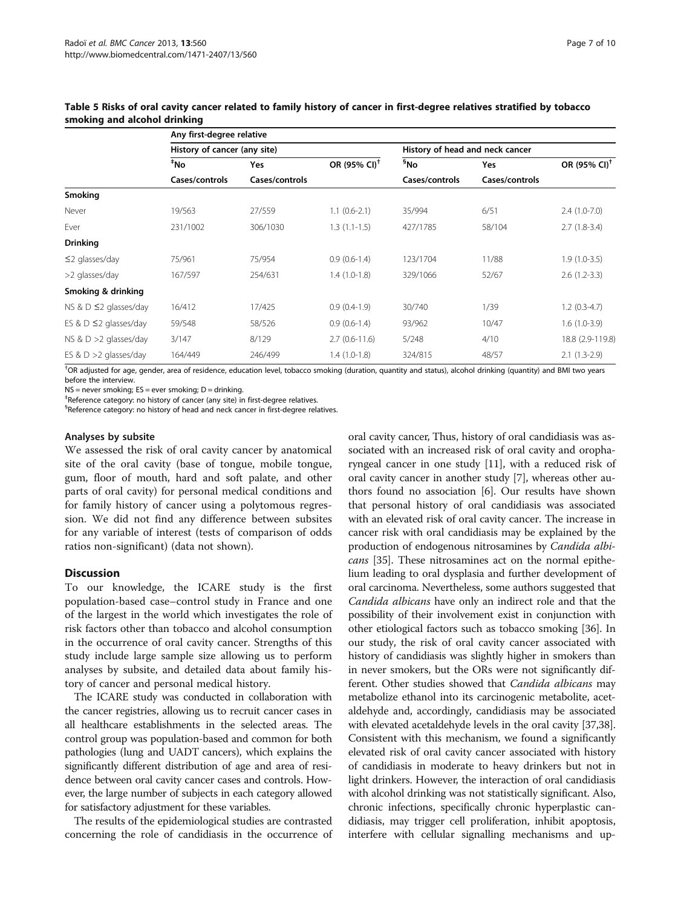**Table 5 Risks of oral cavity cancer related to family history of cancer in first-degree relatives stratified by tobacco smoking and alcohol drinking**

| | Any first-degree relative | | | | | |
|---|---|---|---|---|---|---|
| | History of cancer (any site) | | | History of head and neck cancer | | |
| | ‡No | Yes | OR (95% CI)† | §No | Yes | OR (95% CI)† |
| | Cases/controls | Cases/controls | | Cases/controls | Cases/controls | |
| **Smoking** | | | | | | |
| Never | 19/563 | 27/559 | 1.1 (0.6-2.1) | 35/994 | 6/51 | 2.4 (1.0-7.0) |
| Ever | 231/1002 | 306/1030 | 1.3 (1.1-1.5) | 427/1785 | 58/104 | 2.7 (1.8-3.4) |
| **Drinking** | | | | | | |
| ≤2 glasses/day | 75/961 | 75/954 | 0.9 (0.6-1.4) | 123/1704 | 11/88 | 1.9 (1.0-3.5) |
| >2 glasses/day | 167/597 | 254/631 | 1.4 (1.0-1.8) | 329/1066 | 52/67 | 2.6 (1.2-3.3) |
| **Smoking & drinking** | | | | | | |
| NS & D ≤2 glasses/day | 16/412 | 17/425 | 0.9 (0.4-1.9) | 30/740 | 1/39 | 1.2 (0.3-4.7) |
| ES & D ≤2 glasses/day | 59/548 | 58/526 | 0.9 (0.6-1.4) | 93/962 | 10/47 | 1.6 (1.0-3.9) |
| NS & D >2 glasses/day | 3/147 | 8/129 | 2.7 (0.6-11.6) | 5/248 | 4/10 | 18.8 (2.9-119.8) |
| ES & D >2 glasses/day | 164/449 | 246/499 | 1.4 (1.0-1.8) | 324/815 | 48/57 | 2.1 (1.3-2.9) |

†OR adjusted for age, gender, area of residence, education level, tobacco smoking (duration, quantity and status), alcohol drinking (quantity) and BMI two years before the interview.
NS = never smoking; ES = ever smoking; D = drinking.
‡Reference category: no history of cancer (any site) in first-degree relatives.
§Reference category: no history of head and neck cancer in first-degree relatives.

#### Analyses by subsite

We assessed the risk of oral cavity cancer by anatomical site of the oral cavity (base of tongue, mobile tongue, gum, floor of mouth, hard and soft palate, and other parts of oral cavity) for personal medical conditions and for family history of cancer using a polytomous regression. We did not find any difference between subsites for any variable of interest (tests of comparison of odds ratios non-significant) (data not shown).

## Discussion

To our knowledge, the ICARE study is the first population-based case–control study in France and one of the largest in the world which investigates the role of risk factors other than tobacco and alcohol consumption in the occurrence of oral cavity cancer. Strengths of this study include large sample size allowing us to perform analyses by subsite, and detailed data about family history of cancer and personal medical history.

The ICARE study was conducted in collaboration with the cancer registries, allowing us to recruit cancer cases in all healthcare establishments in the selected areas. The control group was population-based and common for both pathologies (lung and UADT cancers), which explains the significantly different distribution of age and area of residence between oral cavity cancer cases and controls. However, the large number of subjects in each category allowed for satisfactory adjustment for these variables.

The results of the epidemiological studies are contrasted concerning the role of candidiasis in the occurrence of oral cavity cancer, Thus, history of oral candidiasis was associated with an increased risk of oral cavity and oropharyngeal cancer in one study [11], with a reduced risk of oral cavity cancer in another study [7], whereas other authors found no association [6]. Our results have shown that personal history of oral candidiasis was associated with an elevated risk of oral cavity cancer. The increase in cancer risk with oral candidiasis may be explained by the production of endogenous nitrosamines by *Candida albicans* [35]. These nitrosamines act on the normal epithelium leading to oral dysplasia and further development of oral carcinoma. Nevertheless, some authors suggested that *Candida albicans* have only an indirect role and that the possibility of their involvement exist in conjunction with other etiological factors such as tobacco smoking [36]. In our study, the risk of oral cavity cancer associated with history of candidiasis was slightly higher in smokers than in never smokers, but the ORs were not significantly different. Other studies showed that *Candida albicans* may metabolize ethanol into its carcinogenic metabolite, acetaldehyde and, accordingly, candidiasis may be associated with elevated acetaldehyde levels in the oral cavity [37,38]. Consistent with this mechanism, we found a significantly elevated risk of oral cavity cancer associated with history of candidiasis in moderate to heavy drinkers but not in light drinkers. However, the interaction of oral candidiasis with alcohol drinking was not statistically significant. Also, chronic infections, specifically chronic hyperplastic candidiasis, may trigger cell proliferation, inhibit apoptosis, interfere with cellular signalling mechanisms and up-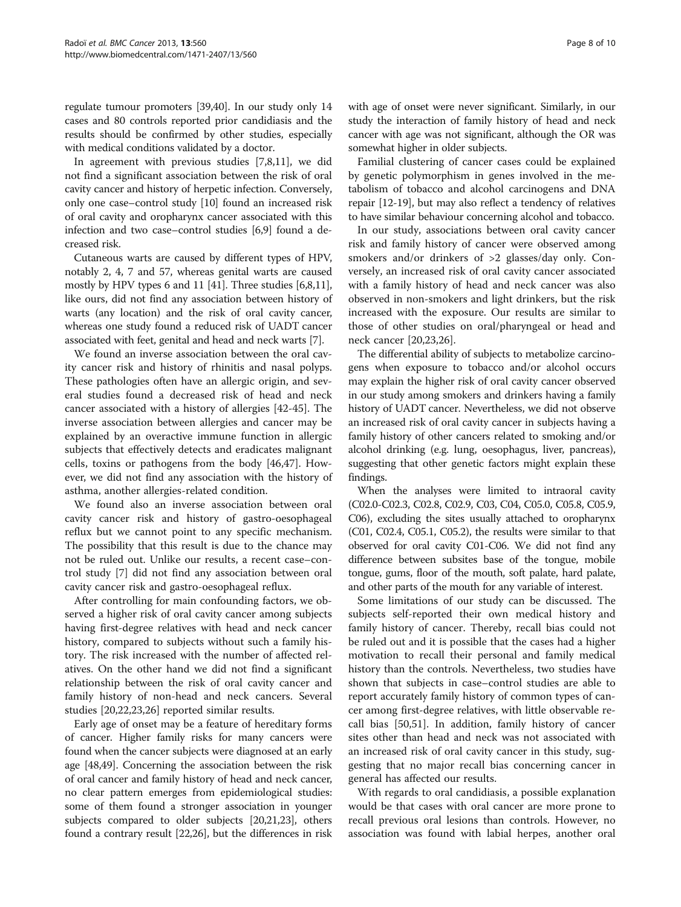regulate tumour promoters [39,40]. In our study only 14 cases and 80 controls reported prior candidiasis and the results should be confirmed by other studies, especially with medical conditions validated by a doctor.

In agreement with previous studies [7,8,11], we did not find a significant association between the risk of oral cavity cancer and history of herpetic infection. Conversely, only one case–control study [10] found an increased risk of oral cavity and oropharynx cancer associated with this infection and two case–control studies [6,9] found a decreased risk.

Cutaneous warts are caused by different types of HPV, notably 2, 4, 7 and 57, whereas genital warts are caused mostly by HPV types 6 and 11 [41]. Three studies [6,8,11], like ours, did not find any association between history of warts (any location) and the risk of oral cavity cancer, whereas one study found a reduced risk of UADT cancer associated with feet, genital and head and neck warts [7].

We found an inverse association between the oral cavity cancer risk and history of rhinitis and nasal polyps. These pathologies often have an allergic origin, and several studies found a decreased risk of head and neck cancer associated with a history of allergies [42-45]. The inverse association between allergies and cancer may be explained by an overactive immune function in allergic subjects that effectively detects and eradicates malignant cells, toxins or pathogens from the body [46,47]. However, we did not find any association with the history of asthma, another allergies-related condition.

We found also an inverse association between oral cavity cancer risk and history of gastro-oesophageal reflux but we cannot point to any specific mechanism. The possibility that this result is due to the chance may not be ruled out. Unlike our results, a recent case–control study [7] did not find any association between oral cavity cancer risk and gastro-oesophageal reflux.

After controlling for main confounding factors, we observed a higher risk of oral cavity cancer among subjects having first-degree relatives with head and neck cancer history, compared to subjects without such a family history. The risk increased with the number of affected relatives. On the other hand we did not find a significant relationship between the risk of oral cavity cancer and family history of non-head and neck cancers. Several studies [20,22,23,26] reported similar results.

Early age of onset may be a feature of hereditary forms of cancer. Higher family risks for many cancers were found when the cancer subjects were diagnosed at an early age [48,49]. Concerning the association between the risk of oral cancer and family history of head and neck cancer, no clear pattern emerges from epidemiological studies: some of them found a stronger association in younger subjects compared to older subjects [20,21,23], others found a contrary result [22,26], but the differences in risk with age of onset were never significant. Similarly, in our study the interaction of family history of head and neck cancer with age was not significant, although the OR was somewhat higher in older subjects.

Familial clustering of cancer cases could be explained by genetic polymorphism in genes involved in the metabolism of tobacco and alcohol carcinogens and DNA repair [12-19], but may also reflect a tendency of relatives to have similar behaviour concerning alcohol and tobacco.

In our study, associations between oral cavity cancer risk and family history of cancer were observed among smokers and/or drinkers of >2 glasses/day only. Conversely, an increased risk of oral cavity cancer associated with a family history of head and neck cancer was also observed in non-smokers and light drinkers, but the risk increased with the exposure. Our results are similar to those of other studies on oral/pharyngeal or head and neck cancer [20,23,26].

The differential ability of subjects to metabolize carcinogens when exposure to tobacco and/or alcohol occurs may explain the higher risk of oral cavity cancer observed in our study among smokers and drinkers having a family history of UADT cancer. Nevertheless, we did not observe an increased risk of oral cavity cancer in subjects having a family history of other cancers related to smoking and/or alcohol drinking (e.g. lung, oesophagus, liver, pancreas), suggesting that other genetic factors might explain these findings.

When the analyses were limited to intraoral cavity (C02.0-C02.3, C02.8, C02.9, C03, C04, C05.0, C05.8, C05.9, C06), excluding the sites usually attached to oropharynx (C01, C02.4, C05.1, C05.2), the results were similar to that observed for oral cavity C01-C06. We did not find any difference between subsites base of the tongue, mobile tongue, gums, floor of the mouth, soft palate, hard palate, and other parts of the mouth for any variable of interest.

Some limitations of our study can be discussed. The subjects self-reported their own medical history and family history of cancer. Thereby, recall bias could not be ruled out and it is possible that the cases had a higher motivation to recall their personal and family medical history than the controls. Nevertheless, two studies have shown that subjects in case–control studies are able to report accurately family history of common types of cancer among first-degree relatives, with little observable recall bias [50,51]. In addition, family history of cancer sites other than head and neck was not associated with an increased risk of oral cavity cancer in this study, suggesting that no major recall bias concerning cancer in general has affected our results.

With regards to oral candidiasis, a possible explanation would be that cases with oral cancer are more prone to recall previous oral lesions than controls. However, no association was found with labial herpes, another oral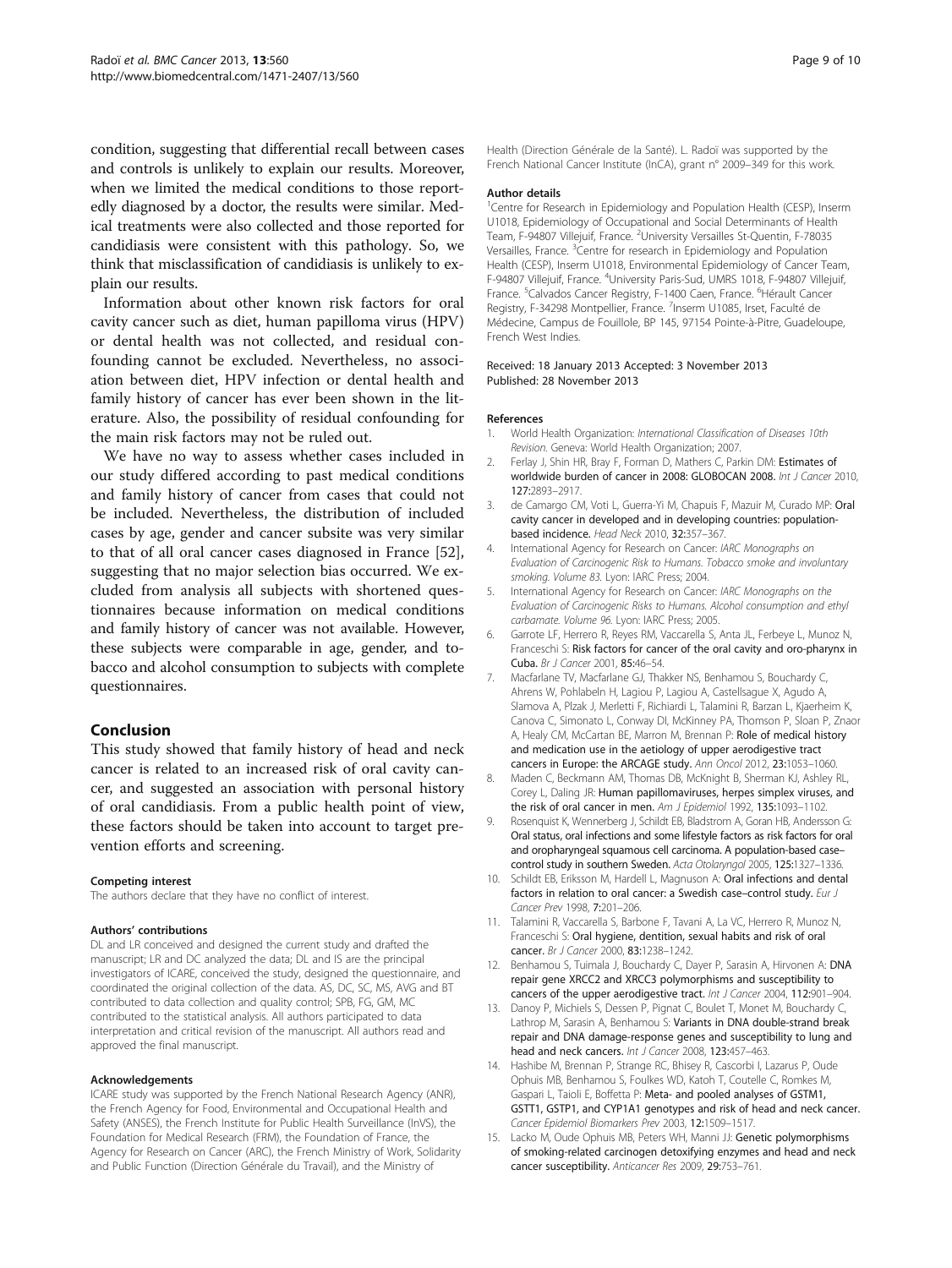condition, suggesting that differential recall between cases and controls is unlikely to explain our results. Moreover, when we limited the medical conditions to those reportedly diagnosed by a doctor, the results were similar. Medical treatments were also collected and those reported for candidiasis were consistent with this pathology. So, we think that misclassification of candidiasis is unlikely to explain our results.

Information about other known risk factors for oral cavity cancer such as diet, human papilloma virus (HPV) or dental health was not collected, and residual confounding cannot be excluded. Nevertheless, no association between diet, HPV infection or dental health and family history of cancer has ever been shown in the literature. Also, the possibility of residual confounding for the main risk factors may not be ruled out.

We have no way to assess whether cases included in our study differed according to past medical conditions and family history of cancer from cases that could not be included. Nevertheless, the distribution of included cases by age, gender and cancer subsite was very similar to that of all oral cancer cases diagnosed in France [52], suggesting that no major selection bias occurred. We excluded from analysis all subjects with shortened questionnaires because information on medical conditions and family history of cancer was not available. However, these subjects were comparable in age, gender, and tobacco and alcohol consumption to subjects with complete questionnaires.

## Conclusion

This study showed that family history of head and neck cancer is related to an increased risk of oral cavity cancer, and suggested an association with personal history of oral candidiasis. From a public health point of view, these factors should be taken into account to target prevention efforts and screening.

#### Competing interest

The authors declare that they have no conflict of interest.

#### Authors' contributions

DL and LR conceived and designed the current study and drafted the manuscript; LR and DC analyzed the data; DL and IS are the principal investigators of ICARE, conceived the study, designed the questionnaire, and coordinated the original collection of the data. AS, DC, SC, MS, AVG and BT contributed to data collection and quality control; SPB, FG, GM, MC contributed to the statistical analysis. All authors participated to data interpretation and critical revision of the manuscript. All authors read and approved the final manuscript.

#### Acknowledgements

ICARE study was supported by the French National Research Agency (ANR), the French Agency for Food, Environmental and Occupational Health and Safety (ANSES), the French Institute for Public Health Surveillance (InVS), the Foundation for Medical Research (FRM), the Foundation of France, the Agency for Research on Cancer (ARC), the French Ministry of Work, Solidarity and Public Function (Direction Générale du Travail), and the Ministry of Health (Direction Générale de la Santé). L. Radoï was supported by the French National Cancer Institute (InCA), grant n° 2009–349 for this work.

#### Author details

[1]Centre for Research in Epidemiology and Population Health (CESP), Inserm U1018, Epidemiology of Occupational and Social Determinants of Health Team, F-94807 Villejuif, France. [2]University Versailles St-Quentin, F-78035 Versailles, France. [3]Centre for research in Epidemiology and Population Health (CESP), Inserm U1018, Environmental Epidemiology of Cancer Team, F-94807 Villejuif, France. [4]University Paris-Sud, UMRS 1018, F-94807 Villejuif, France. [5]Calvados Cancer Registry, F-1400 Caen, France. [6]Hérault Cancer Registry, F-34298 Montpellier, France. [7]Inserm U1085, Irset, Faculté de Médecine, Campus de Fouillole, BP 145, 97154 Pointe-à-Pitre, Guadeloupe, French West Indies.

Received: 18 January 2013 Accepted: 3 November 2013
Published: 28 November 2013

#### References

1. World Health Organization: *International Classification of Diseases 10th Revision*. Geneva: World Health Organization; 2007.
2. Ferlay J, Shin HR, Bray F, Forman D, Mathers C, Parkin DM: **Estimates of worldwide burden of cancer in 2008: GLOBOCAN 2008.** *Int J Cancer* 2010, **127:**2893–2917.
3. de Camargo CM, Voti L, Guerra-Yi M, Chapuis F, Mazuir M, Curado MP: **Oral cavity cancer in developed and in developing countries: population-based incidence.** *Head Neck* 2010, **32:**357–367.
4. International Agency for Research on Cancer: *IARC Monographs on Evaluation of Carcinogenic Risk to Humans. Tobacco smoke and involuntary smoking. Volume 83*. Lyon: IARC Press; 2004.
5. International Agency for Research on Cancer: *IARC Monographs on the Evaluation of Carcinogenic Risks to Humans. Alcohol consumption and ethyl carbamate. Volume 96*. Lyon: IARC Press; 2005.
6. Garrote LF, Herrero R, Reyes RM, Vaccarella S, Anta JL, Ferbeye L, Munoz N, Franceschi S: **Risk factors for cancer of the oral cavity and oro-pharynx in Cuba.** *Br J Cancer* 2001, **85:**46–54.
7. Macfarlane TV, Macfarlane GJ, Thakker NS, Benhamou S, Bouchardy C, Ahrens W, Pohlabeln H, Lagiou P, Lagiou A, Castellsague X, Agudo A, Slamova A, Plzak J, Merletti F, Richiardi L, Talamini R, Barzan L, Kjaerheim K, Canova C, Simonato L, Conway DI, McKinney PA, Thomson P, Sloan P, Znaor A, Healy CM, McCartan BE, Marron M, Brennan P: **Role of medical history and medication use in the aetiology of upper aerodigestive tract cancers in Europe: the ARCAGE study.** *Ann Oncol* 2012, **23:**1053–1060.
8. Maden C, Beckmann AM, Thomas DB, McKnight B, Sherman KJ, Ashley RL, Corey L, Daling JR: **Human papillomaviruses, herpes simplex viruses, and the risk of oral cancer in men.** *Am J Epidemiol* 1992, **135:**1093–1102.
9. Rosenquist K, Wennerberg J, Schildt EB, Bladstrom A, Goran HB, Andersson G: **Oral status, oral infections and some lifestyle factors as risk factors for oral and oropharyngeal squamous cell carcinoma. A population-based case–control study in southern Sweden.** *Acta Otolaryngol* 2005, **125:**1327–1336.
10. Schildt EB, Eriksson M, Hardell L, Magnuson A: **Oral infections and dental factors in relation to oral cancer: a Swedish case–control study.** *Eur J Cancer Prev* 1998, **7:**201–206.
11. Talamini R, Vaccarella S, Barbone F, Tavani A, La VC, Herrero R, Munoz N, Franceschi S: **Oral hygiene, dentition, sexual habits and risk of oral cancer.** *Br J Cancer* 2000, **83:**1238–1242.
12. Benhamou S, Tuimala J, Bouchardy C, Dayer P, Sarasin A, Hirvonen A: **DNA repair gene XRCC2 and XRCC3 polymorphisms and susceptibility to cancers of the upper aerodigestive tract.** *Int J Cancer* 2004, **112:**901–904.
13. Danoy P, Michiels S, Dessen P, Pignat C, Boulet T, Monet M, Bouchardy C, Lathrop M, Sarasin A, Benhamou S: **Variants in DNA double-strand break repair and DNA damage-response genes and susceptibility to lung and head and neck cancers.** *Int J Cancer* 2008, **123:**457–463.
14. Hashibe M, Brennan P, Strange RC, Bhisey R, Cascorbi I, Lazarus P, Oude Ophuis MB, Benhamou S, Foulkes WD, Katoh T, Coutelle C, Romkes M, Gaspari L, Taioli E, Boffetta P: **Meta- and pooled analyses of GSTM1, GSTT1, GSTP1, and CYP1A1 genotypes and risk of head and neck cancer.** *Cancer Epidemiol Biomarkers Prev* 2003, **12:**1509–1517.
15. Lacko M, Oude Ophuis MB, Peters WH, Manni JJ: **Genetic polymorphisms of smoking-related carcinogen detoxifying enzymes and head and neck cancer susceptibility.** *Anticancer Res* 2009, **29:**753–761.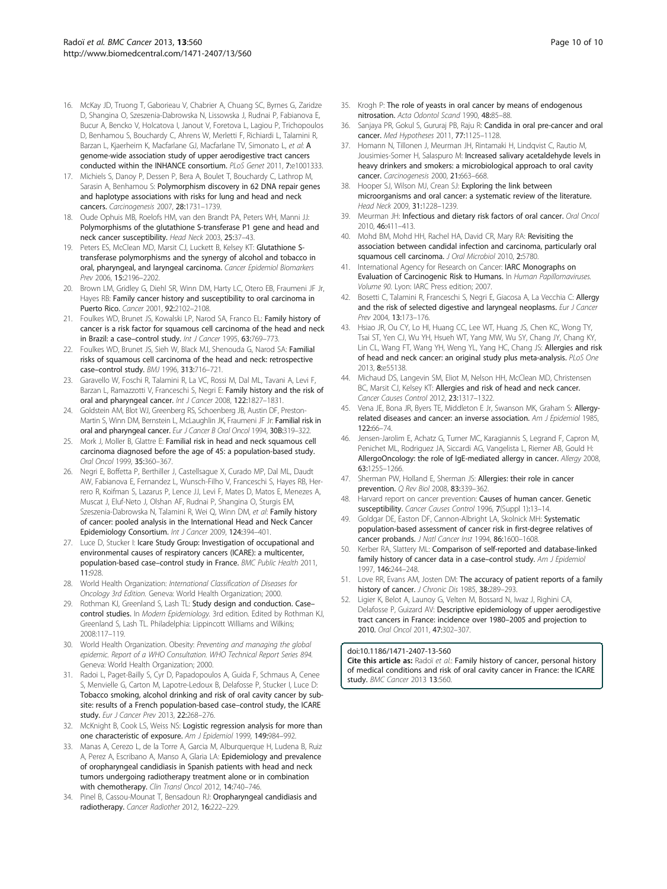16. McKay JD, Truong T, Gaborieau V, Chabrier A, Chuang SC, Byrnes G, Zaridze D, Shangina O, Szeszenia-Dabrowska N, Lissowska J, Rudnai P, Fabianova E, Bucur A, Bencko V, Holcatova I, Janout V, Foretova L, Lagiou P, Trichopoulos D, Benhamou S, Bouchardy C, Ahrens W, Merletti F, Richiardi L, Talamini R, Barzan L, Kjaerheim K, Macfarlane GJ, Macfarlane TV, Simonato L, *et al*: **A genome-wide association study of upper aerodigestive tract cancers conducted within the INHANCE consortium.** *PLoS Genet* 2011, **7:**e1001333.
17. Michiels S, Danoy P, Dessen P, Bera A, Boulet T, Bouchardy C, Lathrop M, Sarasin A, Benhamou S: **Polymorphism discovery in 62 DNA repair genes and haplotype associations with risks for lung and head and neck cancers.** *Carcinogenesis* 2007, **28:**1731–1739.
18. Oude Ophuis MB, Roelofs HM, van den Brandt PA, Peters WH, Manni JJ: **Polymorphisms of the glutathione S-transferase P1 gene and head and neck cancer susceptibility.** *Head Neck* 2003, **25:**37–43.
19. Peters ES, McClean MD, Marsit CJ, Luckett B, Kelsey KT: **Glutathione S-transferase polymorphisms and the synergy of alcohol and tobacco in oral, pharyngeal, and laryngeal carcinoma.** *Cancer Epidemiol Biomarkers Prev* 2006, **15:**2196–2202.
20. Brown LM, Gridley G, Diehl SR, Winn DM, Harty LC, Otero EB, Fraumeni JF Jr, Hayes RB: **Family cancer history and susceptibility to oral carcinoma in Puerto Rico.** *Cancer* 2001, **92:**2102–2108.
21. Foulkes WD, Brunet JS, Kowalski LP, Narod SA, Franco EL: **Family history of cancer is a risk factor for squamous cell carcinoma of the head and neck in Brazil: a case–control study.** *Int J Cancer* 1995, **63:**769–773.
22. Foulkes WD, Brunet JS, Sieh W, Black MJ, Shenouda G, Narod SA: **Familial risks of squamous cell carcinoma of the head and neck: retrospective case–control study.** *BMJ* 1996, **313:**716–721.
23. Garavello W, Foschi R, Talamini R, La VC, Rossi M, Dal ML, Tavani A, Levi F, Barzan L, Ramazzotti V, Franceschi S, Negri E: **Family history and the risk of oral and pharyngeal cancer.** *Int J Cancer* 2008, **122:**1827–1831.
24. Goldstein AM, Blot WJ, Greenberg RS, Schoenberg JB, Austin DF, Preston-Martin S, Winn DM, Bernstein L, McLaughlin JK, Fraumeni JF Jr: **Familial risk in oral and pharyngeal cancer.** *Eur J Cancer B Oral Oncol* 1994, **30B:**319–322.
25. Mork J, Moller B, Glattre E: **Familial risk in head and neck squamous cell carcinoma diagnosed before the age of 45: a population-based study.** *Oral Oncol* 1999, **35:**360–367.
26. Negri E, Boffetta P, Berthiller J, Castellsague X, Curado MP, Dal ML, Daudt AW, Fabianova E, Fernandez L, Wunsch-Filho V, Franceschi S, Hayes RB, Herrero R, Koifman S, Lazarus P, Lence JJ, Levi F, Mates D, Matos E, Menezes A, Muscat J, Eluf-Neto J, Olshan AF, Rudnai P, Shangina O, Sturgis EM, Szeszenia-Dabrowska N, Talamini R, Wei Q, Winn DM, *et al*: **Family history of cancer: pooled analysis in the International Head and Neck Cancer Epidemiology Consortium.** *Int J Cancer* 2009, **124:**394–401.
27. Luce D, Stucker I: **Icare Study Group: Investigation of occupational and environmental causes of respiratory cancers (ICARE): a multicenter, population-based case–control study in France.** *BMC Public Health* 2011, **11:**928.
28. World Health Organization: *International Classification of Diseases for Oncology 3rd Edition.* Geneva: World Health Organization; 2000.
29. Rothman KJ, Greenland S, Lash TL: **Study design and conduction. Case–control studies.** In *Modern Epidemiology.* 3rd edition. Edited by Rothman KJ, Greenland S, Lash TL. Philadelphia: Lippincott Williams and Wilkins; 2008:117–119.
30. World Health Organization. Obesity: *Preventing and managing the global epidemic. Report of a WHO Consultation. WHO Technical Report Series 894.* Geneva: World Health Organization; 2000.
31. Radoi L, Paget-Bailly S, Cyr D, Papadopoulos A, Guida F, Schmaus A, Cenee S, Menvielle G, Carton M, Lapotre-Ledoux B, Delafosse P, Stucker I, Luce D: **Tobacco smoking, alcohol drinking and risk of oral cavity cancer by subsite: results of a French population-based case–control study, the ICARE study.** *Eur J Cancer Prev* 2013, **22:**268–276.
32. McKnight B, Cook LS, Weiss NS: **Logistic regression analysis for more than one characteristic of exposure.** *Am J Epidemiol* 1999, **149:**984–992.
33. Manas A, Cerezo L, de la Torre A, Garcia M, Alburquerque H, Ludena B, Ruiz A, Perez A, Escribano A, Manso A, Glaria LA: **Epidemiology and prevalence of oropharyngeal candidiasis in Spanish patients with head and neck tumors undergoing radiotherapy treatment alone or in combination with chemotherapy.** *Clin Transl Oncol* 2012, **14:**740–746.
34. Pinel B, Cassou-Mounat T, Bensadoun RJ: **Oropharyngeal candidiasis and radiotherapy.** *Cancer Radiother* 2012, **16:**222–229.
35. Krogh P: **The role of yeasts in oral cancer by means of endogenous nitrosation.** *Acta Odontol Scand* 1990, **48:**85–88.
36. Sanjaya PR, Gokul S, Gururaj PB, Raju R: **Candida in oral pre-cancer and oral cancer.** *Med Hypotheses* 2011, **77:**1125–1128.
37. Homann N, Tillonen J, Meurman JH, Rintamaki H, Lindqvist C, Rautio M, Jousimies-Somer H, Salaspuro M: **Increased salivary acetaldehyde levels in heavy drinkers and smokers: a microbiological approach to oral cavity cancer.** *Carcinogenesis* 2000, **21:**663–668.
38. Hooper SJ, Wilson MJ, Crean SJ: **Exploring the link between microorganisms and oral cancer: a systematic review of the literature.** *Head Neck* 2009, **31:**1228–1239.
39. Meurman JH: **Infectious and dietary risk factors of oral cancer.** *Oral Oncol* 2010, **46:**411–413.
40. Mohd BM, Mohd HH, Rachel HA, David CR, Mary RA: **Revisiting the association between candidal infection and carcinoma, particularly oral squamous cell carcinoma.** *J Oral Microbiol* 2010, **2:**5780.
41. International Agency for Research on Cancer: **IARC Monographs on Evaluation of Carcinogenic Risk to Humans.** In *Human Papillomaviruses. Volume 90.* Lyon: IARC Press edition; 2007.
42. Bosetti C, Talamini R, Franceschi S, Negri E, Giacosa A, La Vecchia C: **Allergy and the risk of selected digestive and laryngeal neoplasms.** *Eur J Cancer Prev* 2004, **13:**173–176.
43. Hsiao JR, Ou CY, Lo HI, Huang CC, Lee WT, Huang JS, Chen KC, Wong TY, Tsai ST, Yen CJ, Wu YH, Hsueh WT, Yang MW, Wu SY, Chang JY, Chang KY, Lin CL, Wang FT, Wang YH, Weng YL, Yang HC, Chang JS: **Allergies and risk of head and neck cancer: an original study plus meta-analysis.** *PLoS One* 2013, **8:**e55138.
44. Michaud DS, Langevin SM, Eliot M, Nelson HH, McClean MD, Christensen BC, Marsit CJ, Kelsey KT: **Allergies and risk of head and neck cancer.** *Cancer Causes Control* 2012, **23:**1317–1322.
45. Vena JE, Bona JR, Byers TE, Middleton E Jr, Swanson MK, Graham S: **Allergy-related diseases and cancer: an inverse association.** *Am J Epidemiol* 1985, **122:**66–74.
46. Jensen-Jarolim E, Achatz G, Turner MC, Karagiannis S, Legrand F, Capron M, Penichet ML, Rodriguez JA, Siccardi AG, Vangelista L, Riemer AB, Gould H: **AllergoOncology: the role of IgE-mediated allergy in cancer.** *Allergy* 2008, **63:**1255–1266.
47. Sherman PW, Holland E, Sherman JS: **Allergies: their role in cancer prevention.** *Q Rev Biol* 2008, **83:**339–362.
48. Harvard report on cancer prevention: **Causes of human cancer. Genetic susceptibility.** *Cancer Causes Control* 1996, **7**(Suppl 1)**:**13–14.
49. Goldgar DE, Easton DF, Cannon-Albright LA, Skolnick MH: **Systematic population-based assessment of cancer risk in first-degree relatives of cancer probands.** *J Natl Cancer Inst* 1994, **86:**1600–1608.
50. Kerber RA, Slattery ML: **Comparison of self-reported and database-linked family history of cancer data in a case–control study.** *Am J Epidemiol* 1997, **146:**244–248.
51. Love RR, Evans AM, Josten DM: **The accuracy of patient reports of a family history of cancer.** *J Chronic Dis* 1985, **38:**289–293.
52. Ligier K, Belot A, Launoy G, Velten M, Bossard N, Iwaz J, Righini CA, Delafosse P, Guizard AV: **Descriptive epidemiology of upper aerodigestive tract cancers in France: incidence over 1980–2005 and projection to 2010.** *Oral Oncol* 2011, **47:**302–307.

doi:10.1186/1471-2407-13-560

**Cite this article as:** Radoï *et al.*: Family history of cancer, personal history of medical conditions and risk of oral cavity cancer in France: the ICARE study. *BMC Cancer* 2013 **13**:560.